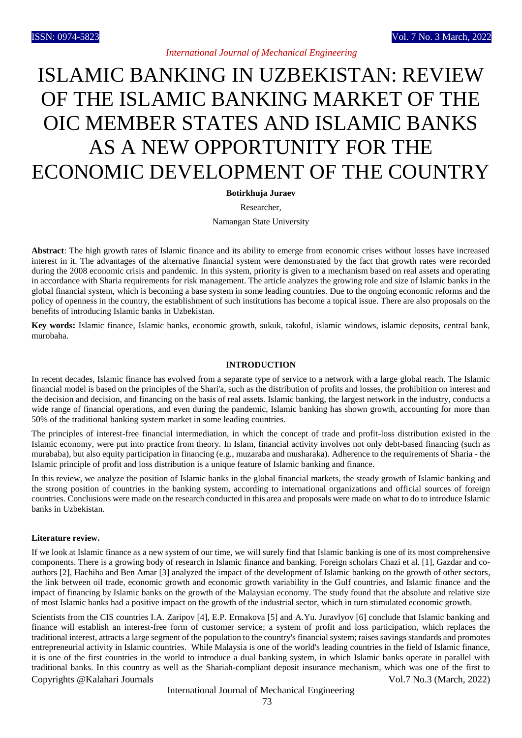# ISLAMIC BANKING IN UZBEKISTAN: REVIEW OF THE ISLAMIC BANKING MARKET OF THE OIC MEMBER STATES AND ISLAMIC BANKS AS A NEW OPPORTUNITY FOR THE ECONOMIC DEVELOPMENT OF THE COUNTRY

**Botirkhuja Juraev**

Researcher,

Namangan State University

**Abstract**: The high growth rates of Islamic finance and its ability to emerge from economic crises without losses have increased interest in it. The advantages of the alternative financial system were demonstrated by the fact that growth rates were recorded during the 2008 economic crisis and pandemic. In this system, priority is given to a mechanism based on real assets and operating in accordance with Sharia requirements for risk management. The article analyzes the growing role and size of Islamic banks in the global financial system, which is becoming a base system in some leading countries. Due to the ongoing economic reforms and the policy of openness in the country, the establishment of such institutions has become a topical issue. There are also proposals on the benefits of introducing Islamic banks in Uzbekistan.

**Key words:** Islamic finance, Islamic banks, economic growth, sukuk, takoful, islamic windows, islamic deposits, central bank, murobaha.

## INTRODUCTION

In recent decades, Islamic finance has evolved from a separate type of service to a network with a large global reach. The Islamic financial model is based on the principles of the Shari'a, such as the distribution of profits and losses, the prohibition on interest and the decision and decision, and financing on the basis of real assets. Islamic banking, the largest network in the industry, conducts a wide range of financial operations, and even during the pandemic, Islamic banking has shown growth, accounting for more than 50% of the traditional banking system market in some leading countries.

The principles of interest-free financial intermediation, in which the concept of trade and profit-loss distribution existed in the Islamic economy, were put into practice from theory. In Islam, financial activity involves not only debt-based financing (such as murababa), but also equity participation in financing (e.g., muzaraba and musharaka). Adherence to the requirements of Sharia - the Islamic principle of profit and loss distribution is a unique feature of Islamic banking and finance.

In this review, we analyze the position of Islamic banks in the global financial markets, the steady growth of Islamic banking and the strong position of countries in the banking system, according to international organizations and official sources of foreign countries. Conclusions were made on the research conducted in this area and proposals were made on what to do to introduce Islamic banks in Uzbekistan.

### Literature review.

If we look at Islamic finance as a new system of our time, we will surely find that Islamic banking is one of its most comprehensive components. There is a growing body of research in Islamic finance and banking. Foreign scholars Chazi et al. [1], Gazdar and co-authors [2], Hachiha and Ben Amar [3] analyzed the impact of the development of Islamic banking on the growth of other sectors, the link between oil trade, economic growth and economic growth variability in the Gulf countries, and Islamic finance and the impact of financing by Islamic banks on the growth of the Malaysian economy. The study found that the absolute and relative size of most Islamic banks had a positive impact on the growth of the industrial sector, which in turn stimulated economic growth.

Scientists from the CIS countries I.A. Zaripov [4], E.P. Ermakova [5] and A.Yu. Juravlyov [6] conclude that Islamic banking and finance will establish an interest-free form of customer service; a system of profit and loss participation, which replaces the traditional interest, attracts a large segment of the population to the country's financial system; raises savings standards and promotes entrepreneurial activity in Islamic countries. While Malaysia is one of the world's leading countries in the field of Islamic finance, it is one of the first countries in the world to introduce a dual banking system, in which Islamic banks operate in parallel with traditional banks. In this country as well as the Shariah-compliant deposit insurance mechanism, which was one of the first to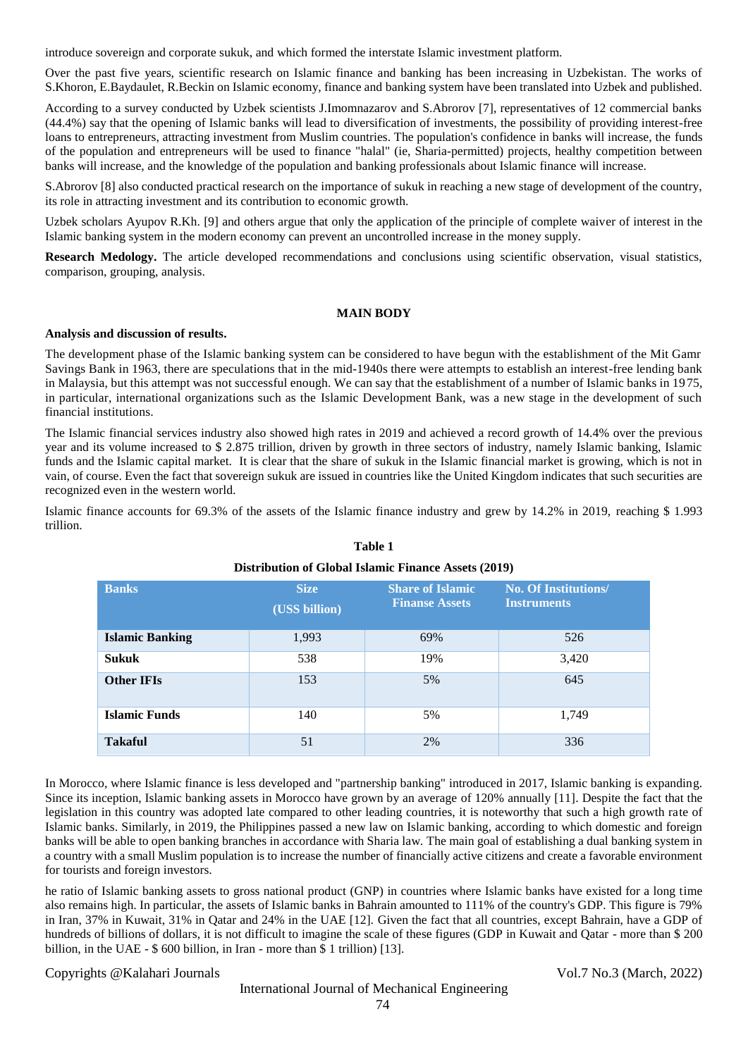introduce sovereign and corporate sukuk, and which formed the interstate Islamic investment platform.

Over the past five years, scientific research on Islamic finance and banking has been increasing in Uzbekistan. The works of S.Khoron, E.Baydaulet, R.Beckin on Islamic economy, finance and banking system have been translated into Uzbek and published.

According to a survey conducted by Uzbek scientists J.Imomnazarov and S.Abrorov [7], representatives of 12 commercial banks (44.4%) say that the opening of Islamic banks will lead to diversification of investments, the possibility of providing interest-free loans to entrepreneurs, attracting investment from Muslim countries. The population's confidence in banks will increase, the funds of the population and entrepreneurs will be used to finance "halal" (ie, Sharia-permitted) projects, healthy competition between banks will increase, and the knowledge of the population and banking professionals about Islamic finance will increase.

S.Abrorov [8] also conducted practical research on the importance of sukuk in reaching a new stage of development of the country, its role in attracting investment and its contribution to economic growth.

Uzbek scholars Ayupov R.Kh. [9] and others argue that only the application of the principle of complete waiver of interest in the Islamic banking system in the modern economy can prevent an uncontrolled increase in the money supply.

**Research Medology.** The article developed recommendations and conclusions using scientific observation, visual statistics, comparison, grouping, analysis.

## MAIN BODY

**Analysis and discussion of results.**

The development phase of the Islamic banking system can be considered to have begun with the establishment of the Mit Gamr Savings Bank in 1963, there are speculations that in the mid-1940s there were attempts to establish an interest-free lending bank in Malaysia, but this attempt was not successful enough. We can say that the establishment of a number of Islamic banks in 1975, in particular, international organizations such as the Islamic Development Bank, was a new stage in the development of such financial institutions.

The Islamic financial services industry also showed high rates in 2019 and achieved a record growth of 14.4% over the previous year and its volume increased to $ 2.875 trillion, driven by growth in three sectors of industry, namely Islamic banking, Islamic funds and the Islamic capital market. It is clear that the share of sukuk in the Islamic financial market is growing, which is not in vain, of course. Even the fact that sovereign sukuk are issued in countries like the United Kingdom indicates that such securities are recognized even in the western world.

Islamic finance accounts for 69.3% of the assets of the Islamic finance industry and grew by 14.2% in 2019, reaching $ 1.993 trillion.

**Table 1**

**Distribution of Global Islamic Finance Assets (2019)**

| Banks | Size (US$ billion) | Share of Islamic Finanse Assets | No. Of Institutions/ Instruments |
|---|---|---|---|
| **Islamic Banking** | 1,993 | 69% | 526 |
| **Sukuk** | 538 | 19% | 3,420 |
| **Other IFIs** | 153 | 5% | 645 |
| **Islamic Funds** | 140 | 5% | 1,749 |
| **Takaful** | 51 | 2% | 336 |

In Morocco, where Islamic finance is less developed and "partnership banking" introduced in 2017, Islamic banking is expanding. Since its inception, Islamic banking assets in Morocco have grown by an average of 120% annually [11]. Despite the fact that the legislation in this country was adopted late compared to other leading countries, it is noteworthy that such a high growth rate of Islamic banks. Similarly, in 2019, the Philippines passed a new law on Islamic banking, according to which domestic and foreign banks will be able to open banking branches in accordance with Sharia law. The main goal of establishing a dual banking system in a country with a small Muslim population is to increase the number of financially active citizens and create a favorable environment for tourists and foreign investors.

he ratio of Islamic banking assets to gross national product (GNP) in countries where Islamic banks have existed for a long time also remains high. In particular, the assets of Islamic banks in Bahrain amounted to 111% of the country's GDP. This figure is 79% in Iran, 37% in Kuwait, 31% in Qatar and 24% in the UAE [12]. Given the fact that all countries, except Bahrain, have a GDP of hundreds of billions of dollars, it is not difficult to imagine the scale of these figures (GDP in Kuwait and Qatar - more than $ 200 billion, in the UAE - $ 600 billion, in Iran - more than $ 1 trillion) [13].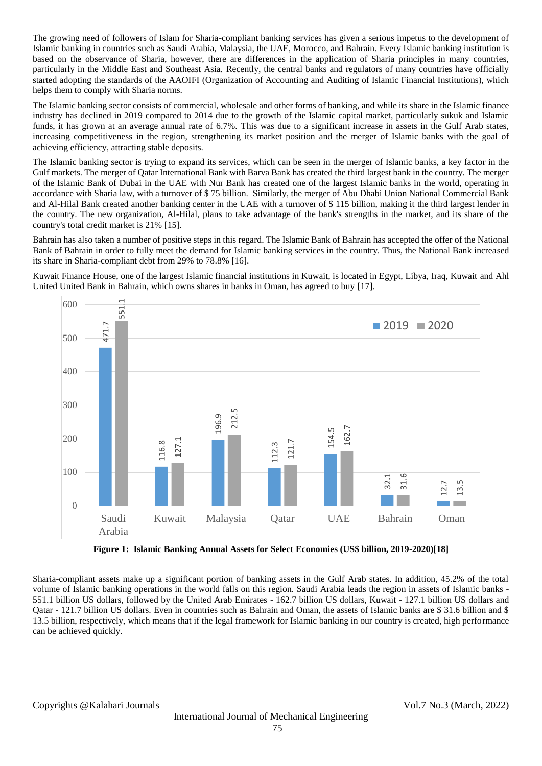The growing need of followers of Islam for Sharia-compliant banking services has given a serious impetus to the development of Islamic banking in countries such as Saudi Arabia, Malaysia, the UAE, Morocco, and Bahrain. Every Islamic banking institution is based on the observance of Sharia, however, there are differences in the application of Sharia principles in many countries, particularly in the Middle East and Southeast Asia. Recently, the central banks and regulators of many countries have officially started adopting the standards of the AAOIFI (Organization of Accounting and Auditing of Islamic Financial Institutions), which helps them to comply with Sharia norms.

The Islamic banking sector consists of commercial, wholesale and other forms of banking, and while its share in the Islamic finance industry has declined in 2019 compared to 2014 due to the growth of the Islamic capital market, particularly sukuk and Islamic funds, it has grown at an average annual rate of 6.7%. This was due to a significant increase in assets in the Gulf Arab states, increasing competitiveness in the region, strengthening its market position and the merger of Islamic banks with the goal of achieving efficiency, attracting stable deposits.

The Islamic banking sector is trying to expand its services, which can be seen in the merger of Islamic banks, a key factor in the Gulf markets. The merger of Qatar International Bank with Barva Bank has created the third largest bank in the country. The merger of the Islamic Bank of Dubai in the UAE with Nur Bank has created one of the largest Islamic banks in the world, operating in accordance with Sharia law, with a turnover of $ 75 billion. Similarly, the merger of Abu Dhabi Union National Commercial Bank and Al-Hilal Bank created another banking center in the UAE with a turnover of $ 115 billion, making it the third largest lender in the country. The new organization, Al-Hilal, plans to take advantage of the bank's strengths in the market, and its share of the country's total credit market is 21% [15].

Bahrain has also taken a number of positive steps in this regard. The Islamic Bank of Bahrain has accepted the offer of the National Bank of Bahrain in order to fully meet the demand for Islamic banking services in the country. Thus, the National Bank increased its share in Sharia-compliant debt from 29% to 78.8% [16].

Kuwait Finance House, one of the largest Islamic financial institutions in Kuwait, is located in Egypt, Libya, Iraq, Kuwait and Ahl United United Bank in Bahrain, which owns shares in banks in Oman, has agreed to buy [17].

| Country | 2019 | 2020 |
|---|---|---|
| Saudi Arabia | 471.7 | 551.1 |
| Kuwait | 116.8 | 127.1 |
| Malaysia | 196.9 | 212.5 |
| Qatar | 112.3 | 121.7 |
| UAE | 154.5 | 162.7 |
| Bahrain | 32.1 | 31.6 |
| Oman | 12.7 | 13.5 |

**Figure 1: Islamic Banking Annual Assets for Select Economies (US$ billion, 2019-2020)[18]**

Sharia-compliant assets make up a significant portion of banking assets in the Gulf Arab states. In addition, 45.2% of the total volume of Islamic banking operations in the world falls on this region. Saudi Arabia leads the region in assets of Islamic banks - 551.1 billion US dollars, followed by the United Arab Emirates - 162.7 billion US dollars, Kuwait - 127.1 billion US dollars and Qatar - 121.7 billion US dollars. Even in countries such as Bahrain and Oman, the assets of Islamic banks are $ 31.6 billion and $ 13.5 billion, respectively, which means that if the legal framework for Islamic banking in our country is created, high performance can be achieved quickly.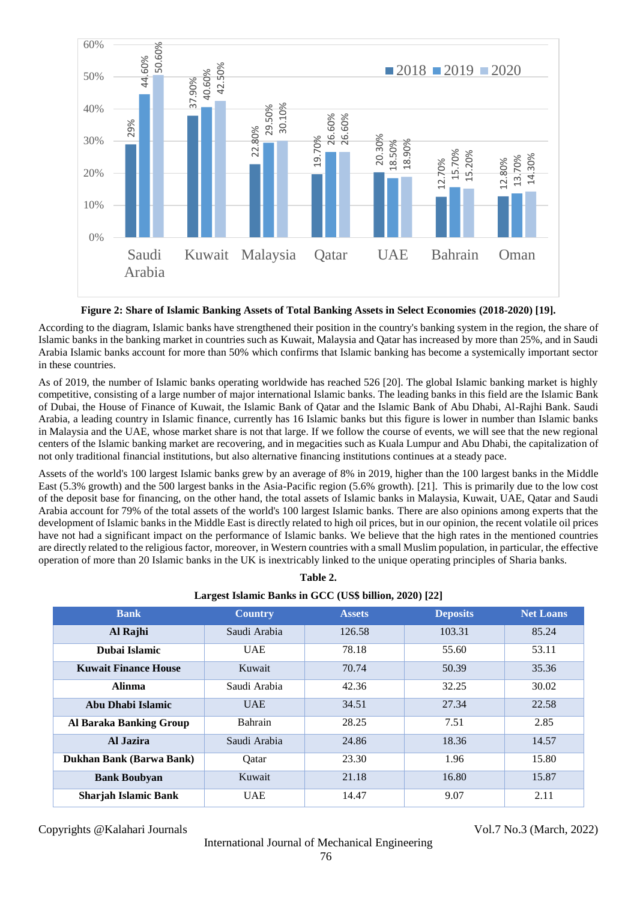**Figure 2: Share of Islamic Banking Assets of Total Banking Assets in Select Economies (2018-2020) [19].**

According to the diagram, Islamic banks have strengthened their position in the country's banking system in the region, the share of Islamic banks in the banking market in countries such as Kuwait, Malaysia and Qatar has increased by more than 25%, and in Saudi Arabia Islamic banks account for more than 50% which confirms that Islamic banking has become a systemically important sector in these countries.

As of 2019, the number of Islamic banks operating worldwide has reached 526 [20]. The global Islamic banking market is highly competitive, consisting of a large number of major international Islamic banks. The leading banks in this field are the Islamic Bank of Dubai, the House of Finance of Kuwait, the Islamic Bank of Qatar and the Islamic Bank of Abu Dhabi, Al-Rajhi Bank. Saudi Arabia, a leading country in Islamic finance, currently has 16 Islamic banks but this figure is lower in number than Islamic banks in Malaysia and the UAE, whose market share is not that large. If we follow the course of events, we will see that the new regional centers of the Islamic banking market are recovering, and in megacities such as Kuala Lumpur and Abu Dhabi, the capitalization of not only traditional financial institutions, but also alternative financing institutions continues at a steady pace.

Assets of the world's 100 largest Islamic banks grew by an average of 8% in 2019, higher than the 100 largest banks in the Middle East (5.3% growth) and the 500 largest banks in the Asia-Pacific region (5.6% growth). [21]. This is primarily due to the low cost of the deposit base for financing, on the other hand, the total assets of Islamic banks in Malaysia, Kuwait, UAE, Qatar and Saudi Arabia account for 79% of the total assets of the world's 100 largest Islamic banks. There are also opinions among experts that the development of Islamic banks in the Middle East is directly related to high oil prices, but in our opinion, the recent volatile oil prices have not had a significant impact on the performance of Islamic banks. We believe that the high rates in the mentioned countries are directly related to the religious factor, moreover, in Western countries with a small Muslim population, in particular, the effective operation of more than 20 Islamic banks in the UK is inextricably linked to the unique operating principles of Sharia banks.

**Table 2.**

**Largest Islamic Banks in GCC (US$ billion, 2020) [22]**

| Bank | Country | Assets | Deposits | Net Loans |
|---|---|---|---|---|
| **Al Rajhi** | Saudi Arabia | 126.58 | 103.31 | 85.24 |
| **Dubai Islamic** | UAE | 78.18 | 55.60 | 53.11 |
| **Kuwait Finance House** | Kuwait | 70.74 | 50.39 | 35.36 |
| **Alinma** | Saudi Arabia | 42.36 | 32.25 | 30.02 |
| **Abu Dhabi Islamic** | UAE | 34.51 | 27.34 | 22.58 |
| **Al Baraka Banking Group** | Bahrain | 28.25 | 7.51 | 2.85 |
| **Al Jazira** | Saudi Arabia | 24.86 | 18.36 | 14.57 |
| **Dukhan Bank (Barwa Bank)** | Qatar | 23.30 | 1.96 | 15.80 |
| **Bank Boubyan** | Kuwait | 21.18 | 16.80 | 15.87 |
| **Sharjah Islamic Bank** | UAE | 14.47 | 9.07 | 2.11 |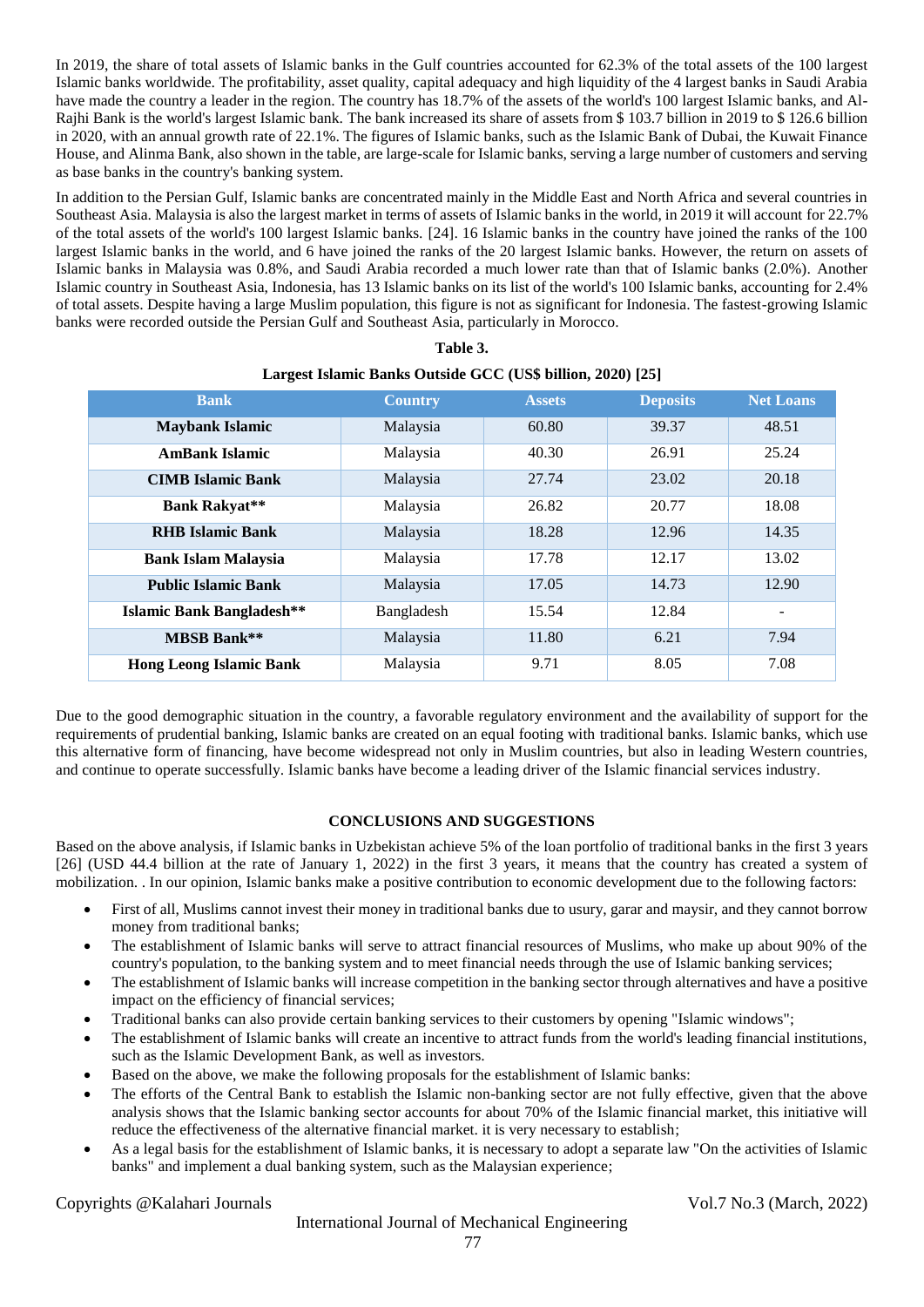In 2019, the share of total assets of Islamic banks in the Gulf countries accounted for 62.3% of the total assets of the 100 largest Islamic banks worldwide. The profitability, asset quality, capital adequacy and high liquidity of the 4 largest banks in Saudi Arabia have made the country a leader in the region. The country has 18.7% of the assets of the world's 100 largest Islamic banks, and Al-Rajhi Bank is the world's largest Islamic bank. The bank increased its share of assets from $ 103.7 billion in 2019 to $ 126.6 billion in 2020, with an annual growth rate of 22.1%. The figures of Islamic banks, such as the Islamic Bank of Dubai, the Kuwait Finance House, and Alinma Bank, also shown in the table, are large-scale for Islamic banks, serving a large number of customers and serving as base banks in the country's banking system.

In addition to the Persian Gulf, Islamic banks are concentrated mainly in the Middle East and North Africa and several countries in Southeast Asia. Malaysia is also the largest market in terms of assets of Islamic banks in the world, in 2019 it will account for 22.7% of the total assets of the world's 100 largest Islamic banks. [24]. 16 Islamic banks in the country have joined the ranks of the 100 largest Islamic banks in the world, and 6 have joined the ranks of the 20 largest Islamic banks. However, the return on assets of Islamic banks in Malaysia was 0.8%, and Saudi Arabia recorded a much lower rate than that of Islamic banks (2.0%). Another Islamic country in Southeast Asia, Indonesia, has 13 Islamic banks on its list of the world's 100 Islamic banks, accounting for 2.4% of total assets. Despite having a large Muslim population, this figure is not as significant for Indonesia. The fastest-growing Islamic banks were recorded outside the Persian Gulf and Southeast Asia, particularly in Morocco.

**Table 3.**

**Largest Islamic Banks Outside GCC (US$ billion, 2020) [25]**

| Bank | Country | Assets | Deposits | Net Loans |
|---|---|---|---|---|
| **Maybank Islamic** | Malaysia | 60.80 | 39.37 | 48.51 |
| **AmBank Islamic** | Malaysia | 40.30 | 26.91 | 25.24 |
| **CIMB Islamic Bank** | Malaysia | 27.74 | 23.02 | 20.18 |
| **Bank Rakyat\*\*** | Malaysia | 26.82 | 20.77 | 18.08 |
| **RHB Islamic Bank** | Malaysia | 18.28 | 12.96 | 14.35 |
| **Bank Islam Malaysia** | Malaysia | 17.78 | 12.17 | 13.02 |
| **Public Islamic Bank** | Malaysia | 17.05 | 14.73 | 12.90 |
| **Islamic Bank Bangladesh\*\*** | Bangladesh | 15.54 | 12.84 | - |
| **MBSB Bank\*\*** | Malaysia | 11.80 | 6.21 | 7.94 |
| **Hong Leong Islamic Bank** | Malaysia | 9.71 | 8.05 | 7.08 |

Due to the good demographic situation in the country, a favorable regulatory environment and the availability of support for the requirements of prudential banking, Islamic banks are created on an equal footing with traditional banks. Islamic banks, which use this alternative form of financing, have become widespread not only in Muslim countries, but also in leading Western countries, and continue to operate successfully. Islamic banks have become a leading driver of the Islamic financial services industry.

## CONCLUSIONS AND SUGGESTIONS

Based on the above analysis, if Islamic banks in Uzbekistan achieve 5% of the loan portfolio of traditional banks in the first 3 years [26] (USD 44.4 billion at the rate of January 1, 2022) in the first 3 years, it means that the country has created a system of mobilization. . In our opinion, Islamic banks make a positive contribution to economic development due to the following factors:

- First of all, Muslims cannot invest their money in traditional banks due to usury, garar and maysir, and they cannot borrow money from traditional banks;
- The establishment of Islamic banks will serve to attract financial resources of Muslims, who make up about 90% of the country's population, to the banking system and to meet financial needs through the use of Islamic banking services;
- The establishment of Islamic banks will increase competition in the banking sector through alternatives and have a positive impact on the efficiency of financial services;
- Traditional banks can also provide certain banking services to their customers by opening "Islamic windows";
- The establishment of Islamic banks will create an incentive to attract funds from the world's leading financial institutions, such as the Islamic Development Bank, as well as investors.
- Based on the above, we make the following proposals for the establishment of Islamic banks:
- The efforts of the Central Bank to establish the Islamic non-banking sector are not fully effective, given that the above analysis shows that the Islamic banking sector accounts for about 70% of the Islamic financial market, this initiative will reduce the effectiveness of the alternative financial market. it is very necessary to establish;
- As a legal basis for the establishment of Islamic banks, it is necessary to adopt a separate law "On the activities of Islamic banks" and implement a dual banking system, such as the Malaysian experience;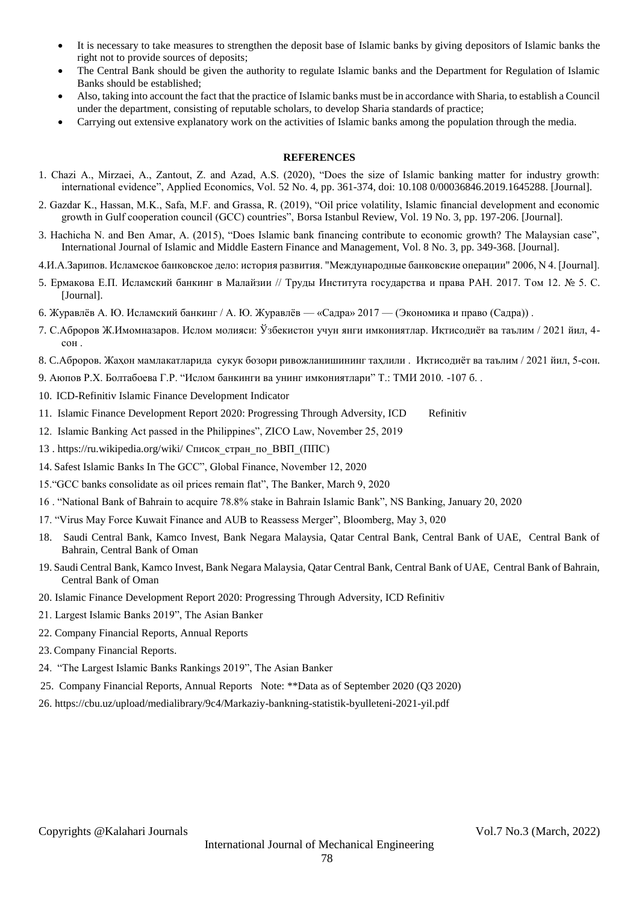- It is necessary to take measures to strengthen the deposit base of Islamic banks by giving depositors of Islamic banks the right not to provide sources of deposits;
- The Central Bank should be given the authority to regulate Islamic banks and the Department for Regulation of Islamic Banks should be established;
- Also, taking into account the fact that the practice of Islamic banks must be in accordance with Sharia, to establish a Council under the department, consisting of reputable scholars, to develop Sharia standards of practice;
- Carrying out extensive explanatory work on the activities of Islamic banks among the population through the media.

## REFERENCES

1. Chazi A., Mirzaei, A., Zantout, Z. and Azad, A.S. (2020), "Does the size of Islamic banking matter for industry growth: international evidence", Applied Economics, Vol. 52 No. 4, pp. 361-374, doi: 10.108 0/00036846.2019.1645288. [Journal].
2. Gazdar K., Hassan, M.K., Safa, M.F. and Grassa, R. (2019), "Oil price volatility, Islamic financial development and economic growth in Gulf cooperation council (GCC) countries", Borsa Istanbul Review, Vol. 19 No. 3, pp. 197-206. [Journal].
3. Hachicha N. and Ben Amar, A. (2015), "Does Islamic bank financing contribute to economic growth? The Malaysian case", International Journal of Islamic and Middle Eastern Finance and Management, Vol. 8 No. 3, pp. 349-368. [Journal].
4. И.А.Зарипов. Исламское банковское дело: история развития. "Международные банковские операции" 2006, N 4. [Journal].
5. Ермакова Е.П. Исламский банкинг в Малайзии // Труды Института государства и права РАН. 2017. Том 12. № 5. С. [Journal].
6. Журавлёв А. Ю. Исламский банкинг / А. Ю. Журавлёв — «Садра» 2017 — (Экономика и право (Садра)) .
7. С.Аброров Ж.Имомназаров. Ислом молияси: Ўзбекистон учун янги имкониятлар. Иқтисодиёт ва таълим / 2021 йил, 4-сон .
8. С.Аброров. Жаҳон мамлакатларида сукук бозори ривожланишининг таҳлили . Иқтисодиёт ва таълим / 2021 йил, 5-сон.
9. Аюпов Р.Х. Болтабоева Г.Р. "Ислом банкинги ва унинг имкониятлари" Т.: ТМИ 2010. -107 б. .
10. ICD-Refinitiv Islamic Finance Development Indicator
11. Islamic Finance Development Report 2020: Progressing Through Adversity, ICD Refinitiv
12. Islamic Banking Act passed in the Philippines", ZICO Law, November 25, 2019
13. https://ru.wikipedia.org/wiki/ Список_стран_по_ВВП_(ППС)
14. Safest Islamic Banks In The GCC", Global Finance, November 12, 2020
15. "GCC banks consolidate as oil prices remain flat", The Banker, March 9, 2020
16. "National Bank of Bahrain to acquire 78.8% stake in Bahrain Islamic Bank", NS Banking, January 20, 2020
17. "Virus May Force Kuwait Finance and AUB to Reassess Merger", Bloomberg, May 3, 020
18. Saudi Central Bank, Kamco Invest, Bank Negara Malaysia, Qatar Central Bank, Central Bank of UAE, Central Bank of Bahrain, Central Bank of Oman
19. Saudi Central Bank, Kamco Invest, Bank Negara Malaysia, Qatar Central Bank, Central Bank of UAE, Central Bank of Bahrain, Central Bank of Oman
20. Islamic Finance Development Report 2020: Progressing Through Adversity, ICD Refinitiv
21. Largest Islamic Banks 2019", The Asian Banker
22. Company Financial Reports, Annual Reports
23. Company Financial Reports.
24. "The Largest Islamic Banks Rankings 2019", The Asian Banker
25. Company Financial Reports, Annual Reports Note: **Data as of September 2020 (Q3 2020)
26. https://cbu.uz/upload/medialibrary/9c4/Markaziy-bankning-statistik-byulleteni-2021-yil.pdf